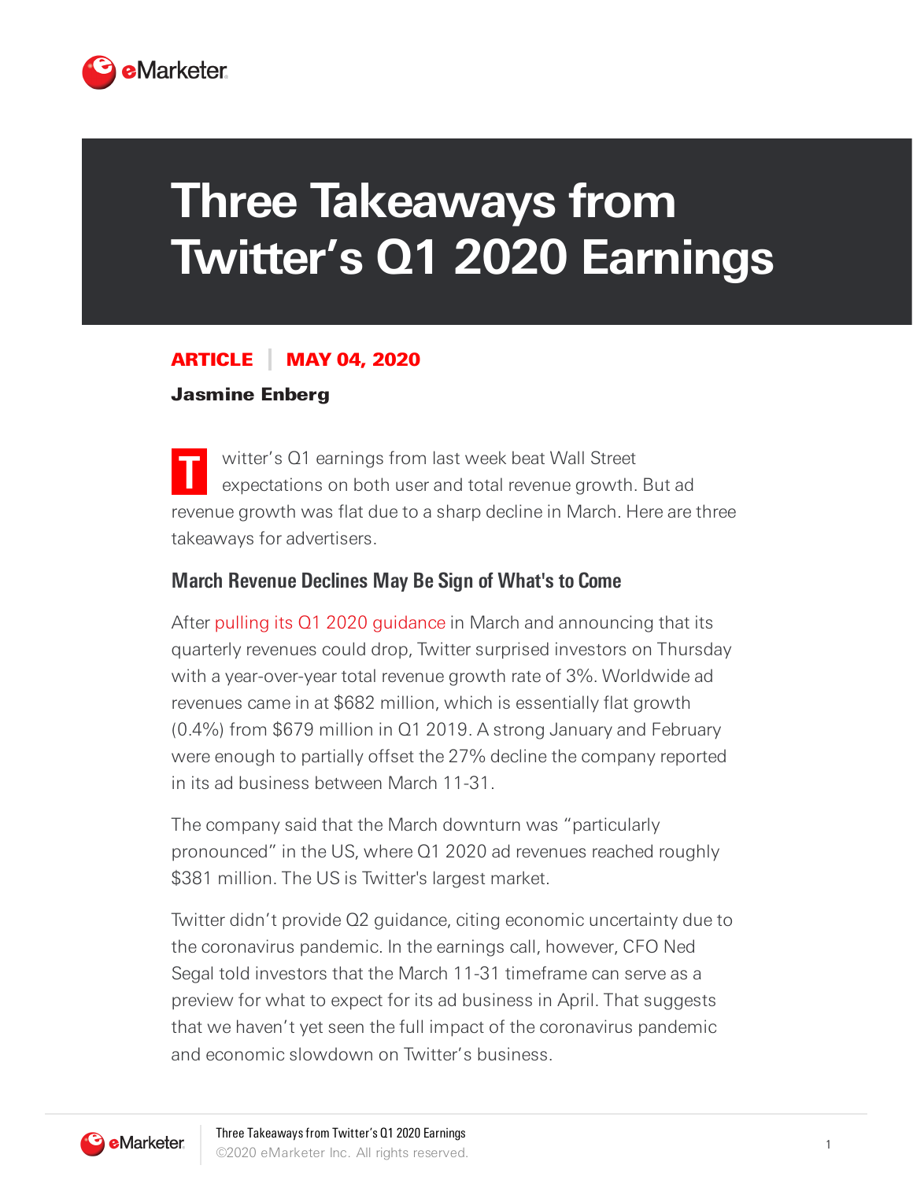# Three Takeaways from Twitter's Q1 2020 Earnings

**ARTICLE | MAY 04, 2020**

**Jasmine Enberg**

Twitter's Q1 earnings from last week beat Wall Street expectations on both user and total revenue growth. But ad revenue growth was flat due to a sharp decline in March. Here are three takeaways for advertisers.

## March Revenue Declines May Be Sign of What's to Come

After pulling its Q1 2020 guidance in March and announcing that its quarterly revenues could drop, Twitter surprised investors on Thursday with a year-over-year total revenue growth rate of 3%. Worldwide ad revenues came in at $682 million, which is essentially flat growth (0.4%) from $679 million in Q1 2019. A strong January and February were enough to partially offset the 27% decline the company reported in its ad business between March 11-31.

The company said that the March downturn was "particularly pronounced" in the US, where Q1 2020 ad revenues reached roughly $381 million. The US is Twitter's largest market.

Twitter didn't provide Q2 guidance, citing economic uncertainty due to the coronavirus pandemic. In the earnings call, however, CFO Ned Segal told investors that the March 11-31 timeframe can serve as a preview for what to expect for its ad business in April. That suggests that we haven't yet seen the full impact of the coronavirus pandemic and economic slowdown on Twitter's business.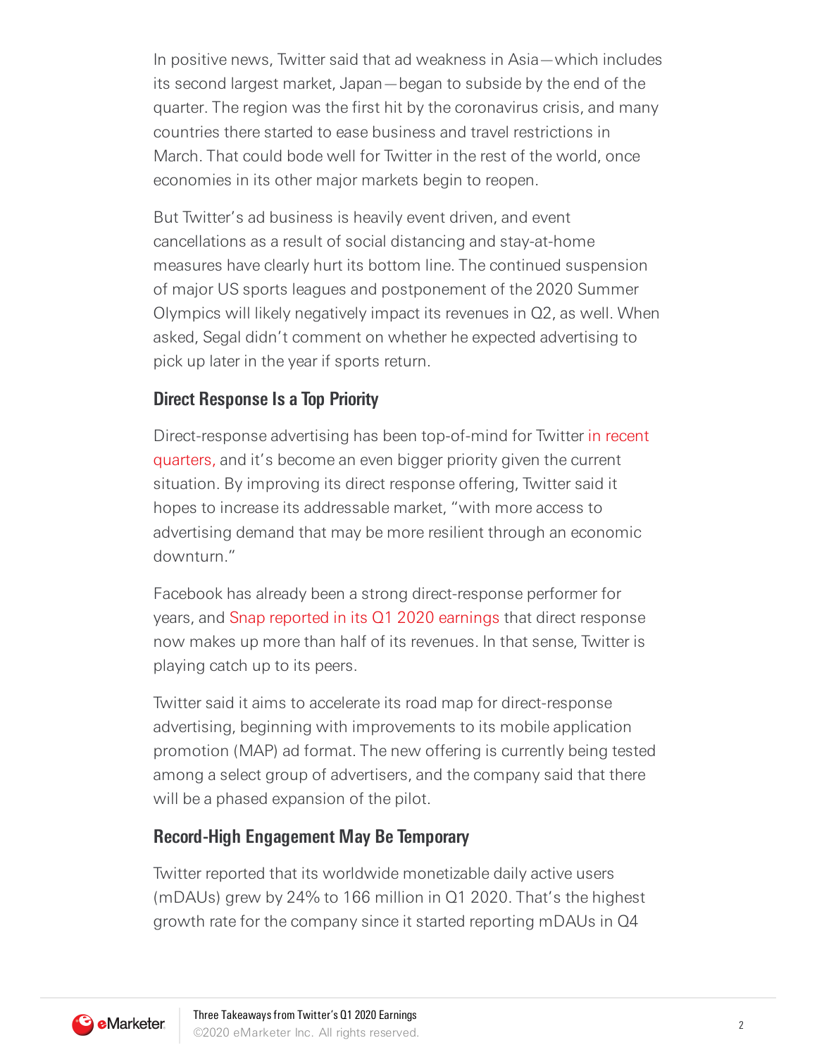In positive news, Twitter said that ad weakness in Asia—which includes its second largest market, Japan—began to subside by the end of the quarter. The region was the first hit by the coronavirus crisis, and many countries there started to ease business and travel restrictions in March. That could bode well for Twitter in the rest of the world, once economies in its other major markets begin to reopen.

But Twitter's ad business is heavily event driven, and event cancellations as a result of social distancing and stay-at-home measures have clearly hurt its bottom line. The continued suspension of major US sports leagues and postponement of the 2020 Summer Olympics will likely negatively impact its revenues in Q2, as well. When asked, Segal didn't comment on whether he expected advertising to pick up later in the year if sports return.

## Direct Response Is a Top Priority

Direct-response advertising has been top-of-mind for Twitter in recent quarters, and it's become an even bigger priority given the current situation. By improving its direct response offering, Twitter said it hopes to increase its addressable market, "with more access to advertising demand that may be more resilient through an economic downturn."

Facebook has already been a strong direct-response performer for years, and Snap reported in its Q1 2020 earnings that direct response now makes up more than half of its revenues. In that sense, Twitter is playing catch up to its peers.

Twitter said it aims to accelerate its road map for direct-response advertising, beginning with improvements to its mobile application promotion (MAP) ad format. The new offering is currently being tested among a select group of advertisers, and the company said that there will be a phased expansion of the pilot.

## Record-High Engagement May Be Temporary

Twitter reported that its worldwide monetizable daily active users (mDAUs) grew by 24% to 166 million in Q1 2020. That's the highest growth rate for the company since it started reporting mDAUs in Q4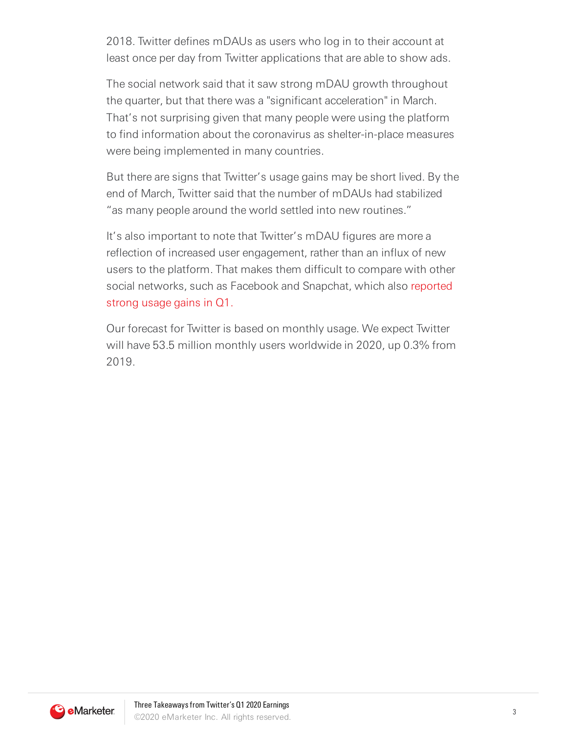2018. Twitter defines mDAUs as users who log in to their account at least once per day from Twitter applications that are able to show ads.

The social network said that it saw strong mDAU growth throughout the quarter, but that there was a "significant acceleration" in March. That's not surprising given that many people were using the platform to find information about the coronavirus as shelter-in-place measures were being implemented in many countries.

But there are signs that Twitter's usage gains may be short lived. By the end of March, Twitter said that the number of mDAUs had stabilized "as many people around the world settled into new routines."

It's also important to note that Twitter's mDAU figures are more a reflection of increased user engagement, rather than an influx of new users to the platform. That makes them difficult to compare with other social networks, such as Facebook and Snapchat, which also reported strong usage gains in Q1.

Our forecast for Twitter is based on monthly usage. We expect Twitter will have 53.5 million monthly users worldwide in 2020, up 0.3% from 2019.